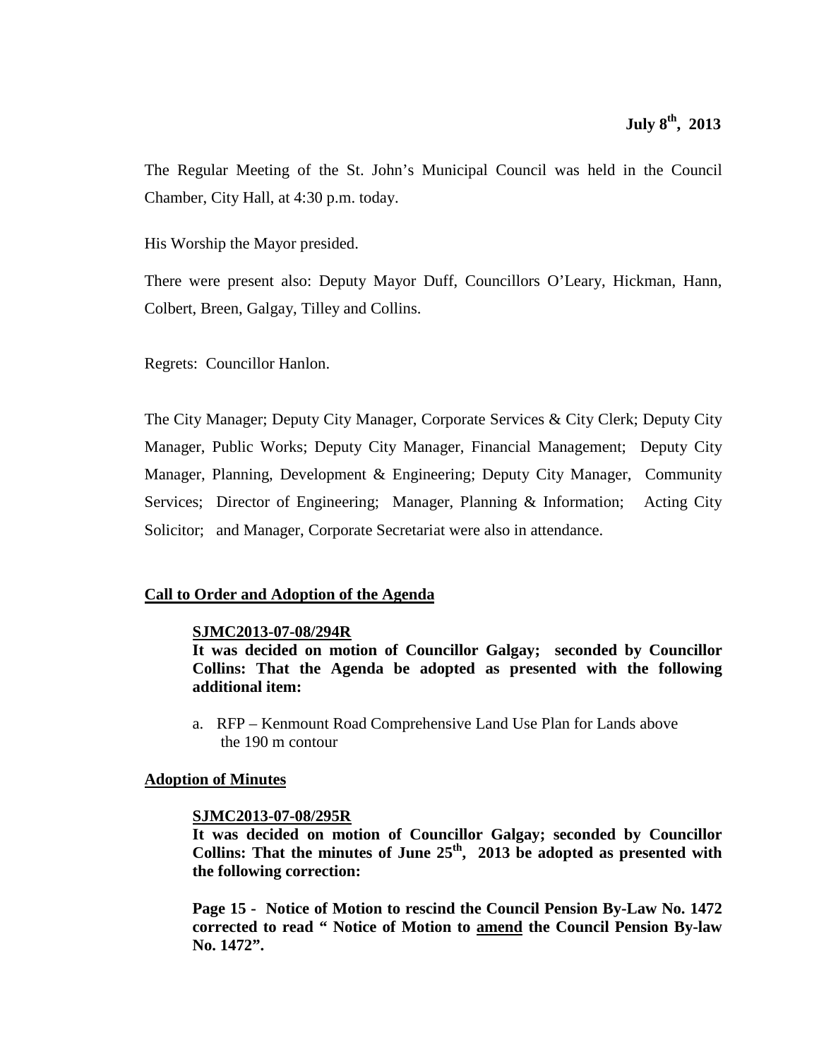**July 8th, 2013**

The Regular Meeting of the St. John's Municipal Council was held in the Council Chamber, City Hall, at 4:30 p.m. today.

His Worship the Mayor presided.

There were present also: Deputy Mayor Duff, Councillors O'Leary, Hickman, Hann, Colbert, Breen, Galgay, Tilley and Collins.

Regrets: Councillor Hanlon.

The City Manager; Deputy City Manager, Corporate Services & City Clerk; Deputy City Manager, Public Works; Deputy City Manager, Financial Management; Deputy City Manager, Planning, Development & Engineering; Deputy City Manager, Community Services; Director of Engineering; Manager, Planning & Information; Acting City Solicitor; and Manager, Corporate Secretariat were also in attendance.

**Call to Order and Adoption of the Agenda**

**SJMC2013-07-08/294R**

**It was decided on motion of Councillor Galgay; seconded by Councillor Collins: That the Agenda be adopted as presented with the following additional item:**

a. RFP – Kenmount Road Comprehensive Land Use Plan for Lands above the 190 m contour

**Adoption of Minutes**

**SJMC2013-07-08/295R**

**It was decided on motion of Councillor Galgay; seconded by Councillor Collins: That the minutes of June 25th, 2013 be adopted as presented with the following correction:**

**Page 15 - Notice of Motion to rescind the Council Pension By-Law No. 1472 corrected to read " Notice of Motion to amend the Council Pension By-law No. 1472".**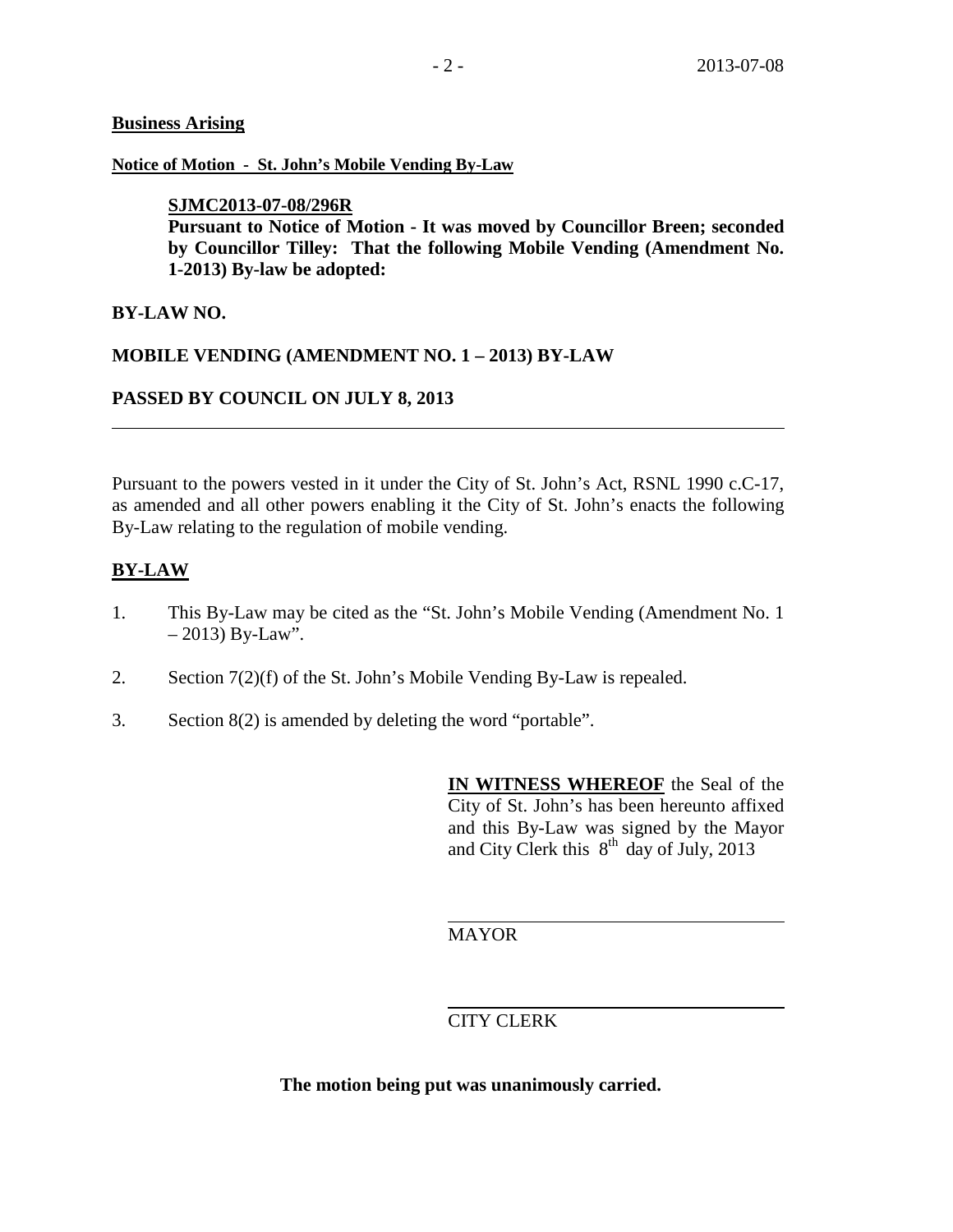**Business Arising**

**Notice of Motion - St. John's Mobile Vending By-Law**

**SJMC2013-07-08/296R**
**Pursuant to Notice of Motion - It was moved by Councillor Breen; seconded by Councillor Tilley: That the following Mobile Vending (Amendment No. 1-2013) By-law be adopted:**

**BY-LAW NO.**

**MOBILE VENDING (AMENDMENT NO. 1 – 2013) BY-LAW**

**PASSED BY COUNCIL ON JULY 8, 2013**

---

Pursuant to the powers vested in it under the City of St. John's Act, RSNL 1990 c.C-17, as amended and all other powers enabling it the City of St. John's enacts the following By-Law relating to the regulation of mobile vending.

**BY-LAW**

1. This By-Law may be cited as the "St. John's Mobile Vending (Amendment No. 1 – 2013) By-Law".

2. Section 7(2)(f) of the St. John's Mobile Vending By-Law is repealed.

3. Section 8(2) is amended by deleting the word "portable".

**IN WITNESS WHEREOF** the Seal of the City of St. John's has been hereunto affixed and this By-Law was signed by the Mayor and City Clerk this 8th day of July, 2013

MAYOR

CITY CLERK

**The motion being put was unanimously carried.**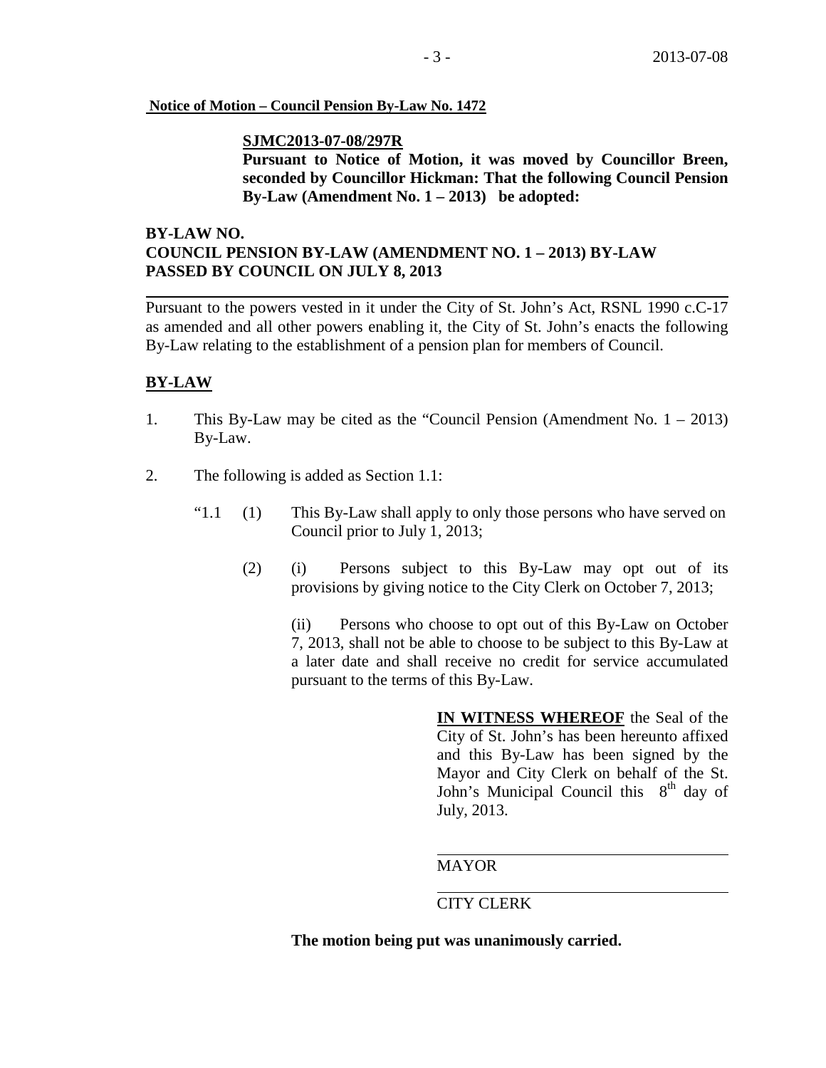**Notice of Motion – Council Pension By-Law No. 1472**

**SJMC2013-07-08/297R**

**Pursuant to Notice of Motion, it was moved by Councillor Breen, seconded by Councillor Hickman: That the following Council Pension By-Law (Amendment No. 1 – 2013) be adopted:**

**BY-LAW NO.**
**COUNCIL PENSION BY-LAW (AMENDMENT NO. 1 – 2013) BY-LAW**
**PASSED BY COUNCIL ON JULY 8, 2013**

---

Pursuant to the powers vested in it under the City of St. John's Act, RSNL 1990 c.C-17 as amended and all other powers enabling it, the City of St. John's enacts the following By-Law relating to the establishment of a pension plan for members of Council.

**BY-LAW**

1. This By-Law may be cited as the "Council Pension (Amendment No. 1 – 2013) By-Law.

2. The following is added as Section 1.1:

   "1.1 (1) This By-Law shall apply to only those persons who have served on Council prior to July 1, 2013;

   (2) (i) Persons subject to this By-Law may opt out of its provisions by giving notice to the City Clerk on October 7, 2013;

   (ii) Persons who choose to opt out of this By-Law on October 7, 2013, shall not be able to choose to be subject to this By-Law at a later date and shall receive no credit for service accumulated pursuant to the terms of this By-Law.

**IN WITNESS WHEREOF** the Seal of the City of St. John's has been hereunto affixed and this By-Law has been signed by the Mayor and City Clerk on behalf of the St. John's Municipal Council this 8th day of July, 2013.

MAYOR

CITY CLERK

**The motion being put was unanimously carried.**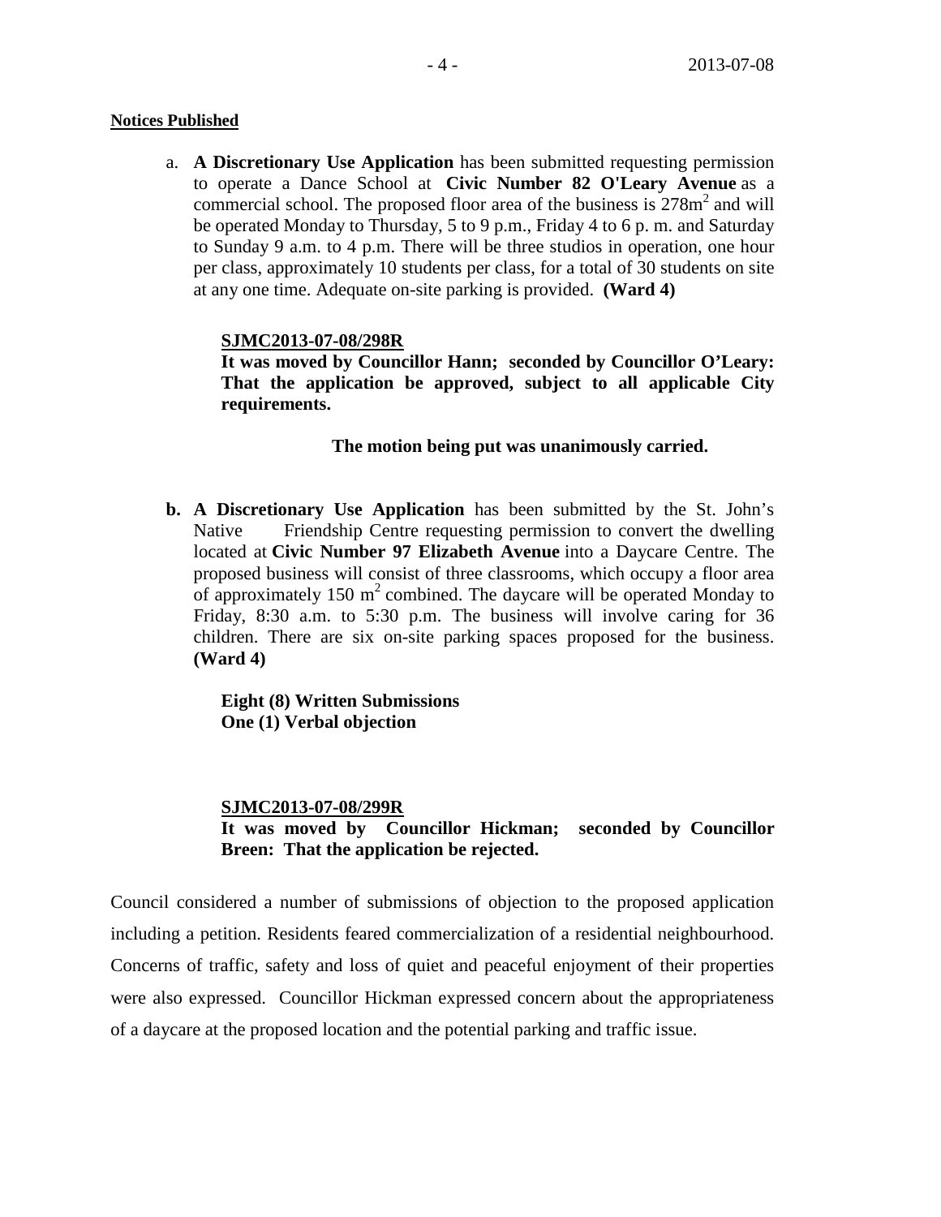**Notices Published**

a. **A Discretionary Use Application** has been submitted requesting permission to operate a Dance School at **Civic Number 82 O'Leary Avenue** as a commercial school. The proposed floor area of the business is $278m^2$ and will be operated Monday to Thursday, 5 to 9 p.m., Friday 4 to 6 p. m. and Saturday to Sunday 9 a.m. to 4 p.m. There will be three studios in operation, one hour per class, approximately 10 students per class, for a total of 30 students on site at any one time. Adequate on-site parking is provided. **(Ward 4)**

**SJMC2013-07-08/298R**
**It was moved by Councillor Hann; seconded by Councillor O'Leary: That the application be approved, subject to all applicable City requirements.**

**The motion being put was unanimously carried.**

**b. A Discretionary Use Application** has been submitted by the St. John's Native Friendship Centre requesting permission to convert the dwelling located at **Civic Number 97 Elizabeth Avenue** into a Daycare Centre. The proposed business will consist of three classrooms, which occupy a floor area of approximately 150 $m^2$ combined. The daycare will be operated Monday to Friday, 8:30 a.m. to 5:30 p.m. The business will involve caring for 36 children. There are six on-site parking spaces proposed for the business. **(Ward 4)**

**Eight (8) Written Submissions**
**One (1) Verbal objection**

**SJMC2013-07-08/299R**
**It was moved by Councillor Hickman; seconded by Councillor Breen: That the application be rejected.**

Council considered a number of submissions of objection to the proposed application including a petition. Residents feared commercialization of a residential neighbourhood. Concerns of traffic, safety and loss of quiet and peaceful enjoyment of their properties were also expressed. Councillor Hickman expressed concern about the appropriateness of a daycare at the proposed location and the potential parking and traffic issue.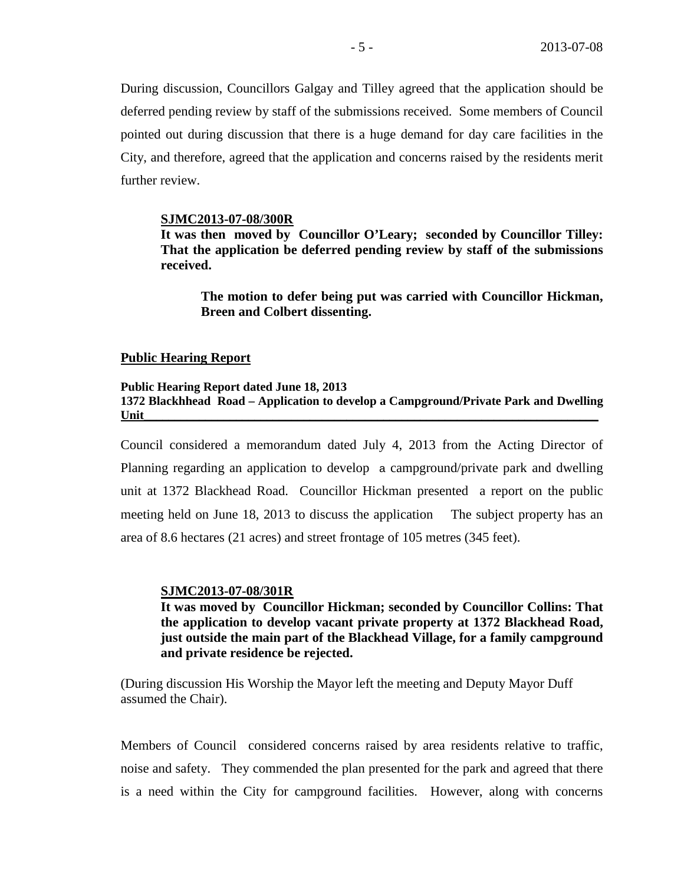During discussion, Councillors Galgay and Tilley agreed that the application should be deferred pending review by staff of the submissions received. Some members of Council pointed out during discussion that there is a huge demand for day care facilities in the City, and therefore, agreed that the application and concerns raised by the residents merit further review.

**SJMC2013-07-08/300R**
**It was then moved by Councillor O'Leary; seconded by Councillor Tilley: That the application be deferred pending review by staff of the submissions received.**

**The motion to defer being put was carried with Councillor Hickman, Breen and Colbert dissenting.**

## Public Hearing Report

**Public Hearing Report dated June 18, 2013**
**1372 Blackhhead Road – Application to develop a Campground/Private Park and Dwelling Unit**

Council considered a memorandum dated July 4, 2013 from the Acting Director of Planning regarding an application to develop a campground/private park and dwelling unit at 1372 Blackhead Road. Councillor Hickman presented a report on the public meeting held on June 18, 2013 to discuss the application The subject property has an area of 8.6 hectares (21 acres) and street frontage of 105 metres (345 feet).

**SJMC2013-07-08/301R**
**It was moved by Councillor Hickman; seconded by Councillor Collins: That the application to develop vacant private property at 1372 Blackhead Road, just outside the main part of the Blackhead Village, for a family campground and private residence be rejected.**

(During discussion His Worship the Mayor left the meeting and Deputy Mayor Duff assumed the Chair).

Members of Council considered concerns raised by area residents relative to traffic, noise and safety. They commended the plan presented for the park and agreed that there is a need within the City for campground facilities. However, along with concerns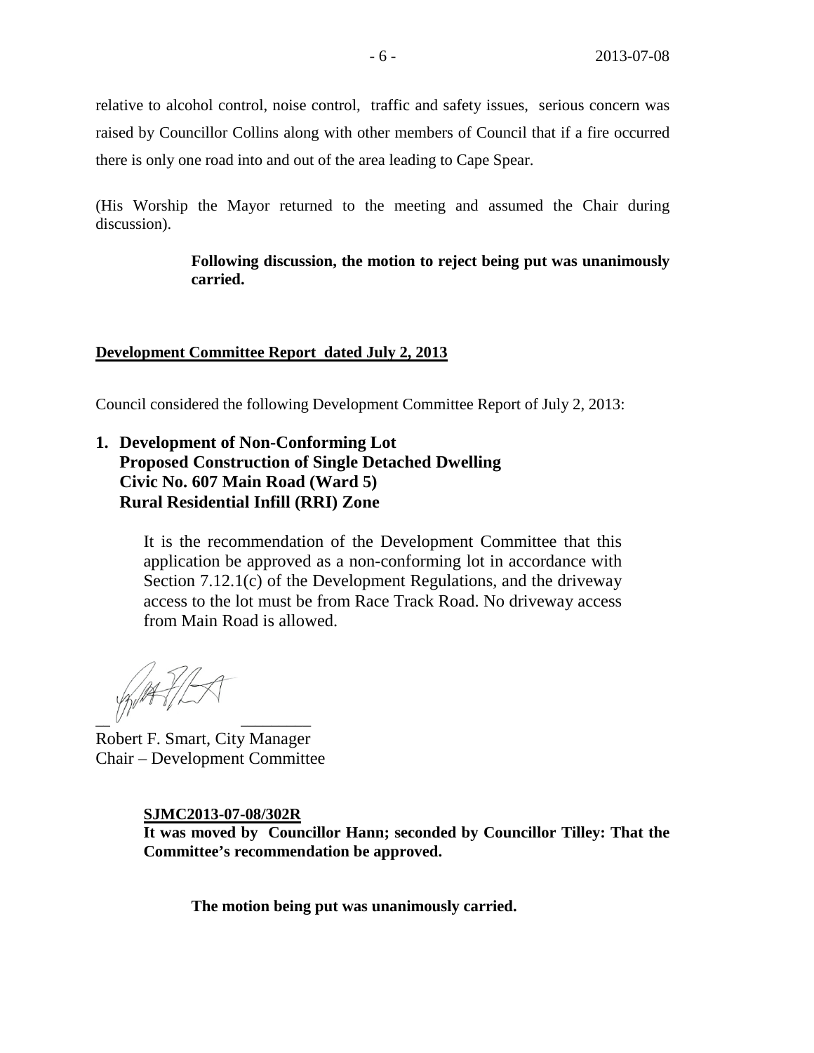relative to alcohol control, noise control, traffic and safety issues, serious concern was raised by Councillor Collins along with other members of Council that if a fire occurred there is only one road into and out of the area leading to Cape Spear.

(His Worship the Mayor returned to the meeting and assumed the Chair during discussion).

**Following discussion, the motion to reject being put was unanimously carried.**

**Development Committee Report dated July 2, 2013**

Council considered the following Development Committee Report of July 2, 2013:

**1. Development of Non-Conforming Lot**
**Proposed Construction of Single Detached Dwelling**
**Civic No. 607 Main Road (Ward 5)**
**Rural Residential Infill (RRI) Zone**

It is the recommendation of the Development Committee that this application be approved as a non-conforming lot in accordance with Section 7.12.1(c) of the Development Regulations, and the driveway access to the lot must be from Race Track Road. No driveway access from Main Road is allowed.

Robert F. Smart, City Manager
Chair – Development Committee

**SJMC2013-07-08/302R**
**It was moved by Councillor Hann; seconded by Councillor Tilley: That the Committee's recommendation be approved.**

**The motion being put was unanimously carried.**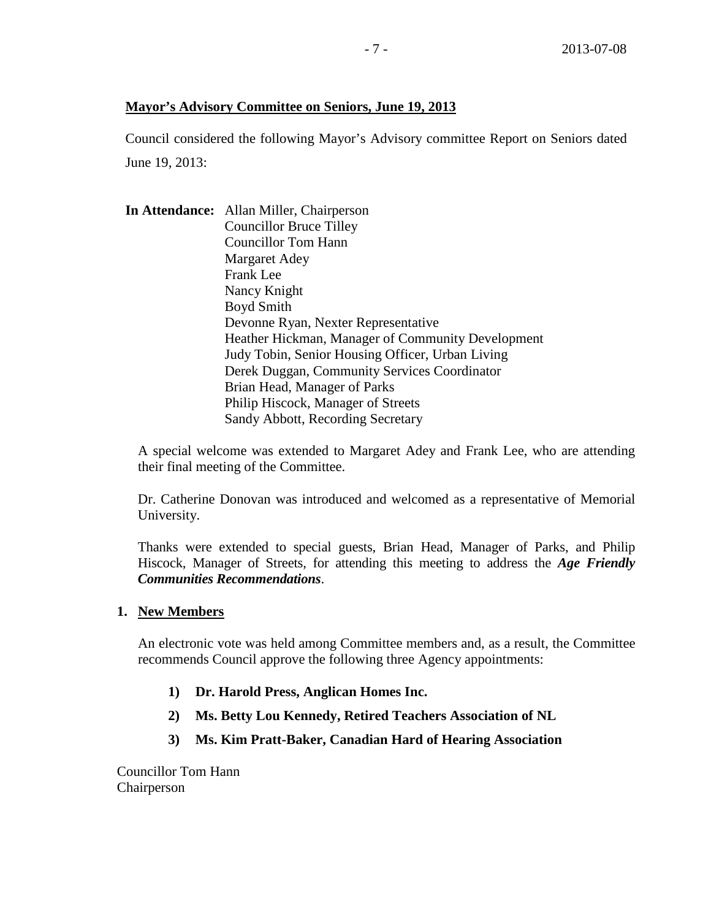## Mayor's Advisory Committee on Seniors, June 19, 2013

Council considered the following Mayor's Advisory committee Report on Seniors dated June 19, 2013:

**In Attendance:** Allan Miller, Chairperson
Councillor Bruce Tilley
Councillor Tom Hann
Margaret Adey
Frank Lee
Nancy Knight
Boyd Smith
Devonne Ryan, Nexter Representative
Heather Hickman, Manager of Community Development
Judy Tobin, Senior Housing Officer, Urban Living
Derek Duggan, Community Services Coordinator
Brian Head, Manager of Parks
Philip Hiscock, Manager of Streets
Sandy Abbott, Recording Secretary

A special welcome was extended to Margaret Adey and Frank Lee, who are attending their final meeting of the Committee.

Dr. Catherine Donovan was introduced and welcomed as a representative of Memorial University.

Thanks were extended to special guests, Brian Head, Manager of Parks, and Philip Hiscock, Manager of Streets, for attending this meeting to address the ***Age Friendly Communities Recommendations***.

### 1. New Members

An electronic vote was held among Committee members and, as a result, the Committee recommends Council approve the following three Agency appointments:

1) **Dr. Harold Press, Anglican Homes Inc.**
2) **Ms. Betty Lou Kennedy, Retired Teachers Association of NL**
3) **Ms. Kim Pratt-Baker, Canadian Hard of Hearing Association**

Councillor Tom Hann
Chairperson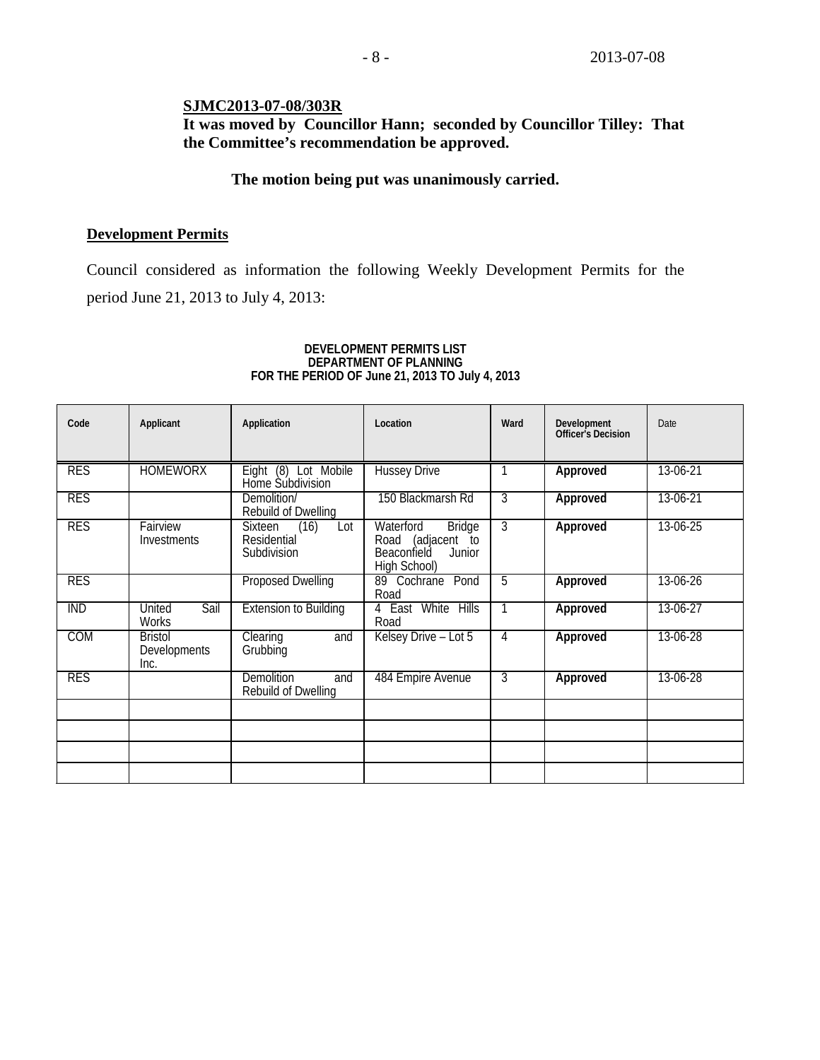**SJMC2013-07-08/303R**

**It was moved by Councillor Hann; seconded by Councillor Tilley: That the Committee's recommendation be approved.**

**The motion being put was unanimously carried.**

**Development Permits**

Council considered as information the following Weekly Development Permits for the period June 21, 2013 to July 4, 2013:

**DEVELOPMENT PERMITS LIST**
**DEPARTMENT OF PLANNING**
**FOR THE PERIOD OF June 21, 2013 TO July 4, 2013**

| Code | Applicant | Application | Location | Ward | Development Officer's Decision | Date |
|---|---|---|---|---|---|---|
| RES | HOMEWORX | Eight (8) Lot Mobile Home Subdivision | Hussey Drive | 1 | **Approved** | 13-06-21 |
| RES | | Demolition/ Rebuild of Dwelling | 150 Blackmarsh Rd | 3 | **Approved** | 13-06-21 |
| RES | Fairview Investments | Sixteen (16) Lot Residential Subdivision | Waterford Bridge Road (adjacent to Beaconfield Junior High School) | 3 | **Approved** | 13-06-25 |
| RES | | Proposed Dwelling | 89 Cochrane Pond Road | 5 | **Approved** | 13-06-26 |
| IND | United Sail Works | Extension to Building | 4 East White Hills Road | 1 | **Approved** | 13-06-27 |
| COM | Bristol Developments Inc. | Clearing and Grubbing | Kelsey Drive – Lot 5 | 4 | **Approved** | 13-06-28 |
| RES | | Demolition and Rebuild of Dwelling | 484 Empire Avenue | 3 | **Approved** | 13-06-28 |
| | | | | | | |
| | | | | | | |
| | | | | | | |
| | | | | | | |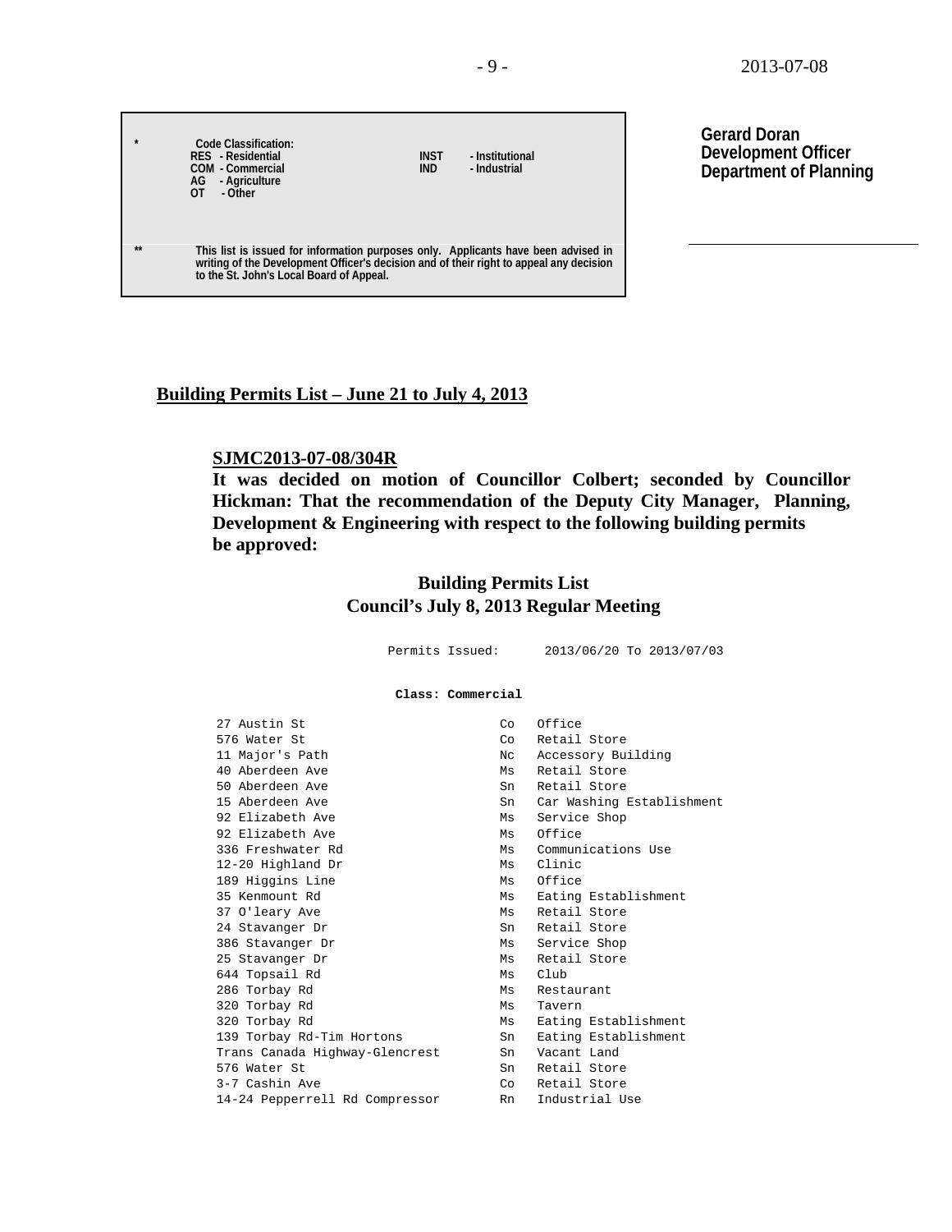| * | Code Classification: | |
|---|---|---|
| | RES - Residential | INST - Institutional |
| | COM - Commercial | IND - Industrial |
| | AG - Agriculture | |
| | OT - Other | |
| ** | This list is issued for information purposes only. Applicants have been advised in writing of the Development Officer's decision and of their right to appeal any decision to the St. John's Local Board of Appeal. | |

**Gerard Doran**
**Development Officer**
**Department of Planning**

---

## Building Permits List – June 21 to July 4, 2013

**SJMC2013-07-08/304R**

**It was decided on motion of Councillor Colbert; seconded by Councillor Hickman: That the recommendation of the Deputy City Manager, Planning, Development & Engineering with respect to the following building permits be approved:**

### Building Permits List
### Council's July 8, 2013 Regular Meeting

Permits Issued: 2013/06/20 To 2013/07/03

**Class: Commercial**

| | | |
|---|---|---|
| 27 Austin St | Co | Office |
| 576 Water St | Co | Retail Store |
| 11 Major's Path | Nc | Accessory Building |
| 40 Aberdeen Ave | Ms | Retail Store |
| 50 Aberdeen Ave | Sn | Retail Store |
| 15 Aberdeen Ave | Sn | Car Washing Establishment |
| 92 Elizabeth Ave | Ms | Service Shop |
| 92 Elizabeth Ave | Ms | Office |
| 336 Freshwater Rd | Ms | Communications Use |
| 12-20 Highland Dr | Ms | Clinic |
| 189 Higgins Line | Ms | Office |
| 35 Kenmount Rd | Ms | Eating Establishment |
| 37 O'leary Ave | Ms | Retail Store |
| 24 Stavanger Dr | Sn | Retail Store |
| 386 Stavanger Dr | Ms | Service Shop |
| 25 Stavanger Dr | Ms | Retail Store |
| 644 Topsail Rd | Ms | Club |
| 286 Torbay Rd | Ms | Restaurant |
| 320 Torbay Rd | Ms | Tavern |
| 320 Torbay Rd | Ms | Eating Establishment |
| 139 Torbay Rd-Tim Hortons | Sn | Eating Establishment |
| Trans Canada Highway-Glencrest | Sn | Vacant Land |
| 576 Water St | Sn | Retail Store |
| 3-7 Cashin Ave | Co | Retail Store |
| 14-24 Pepperrell Rd Compressor | Rn | Industrial Use |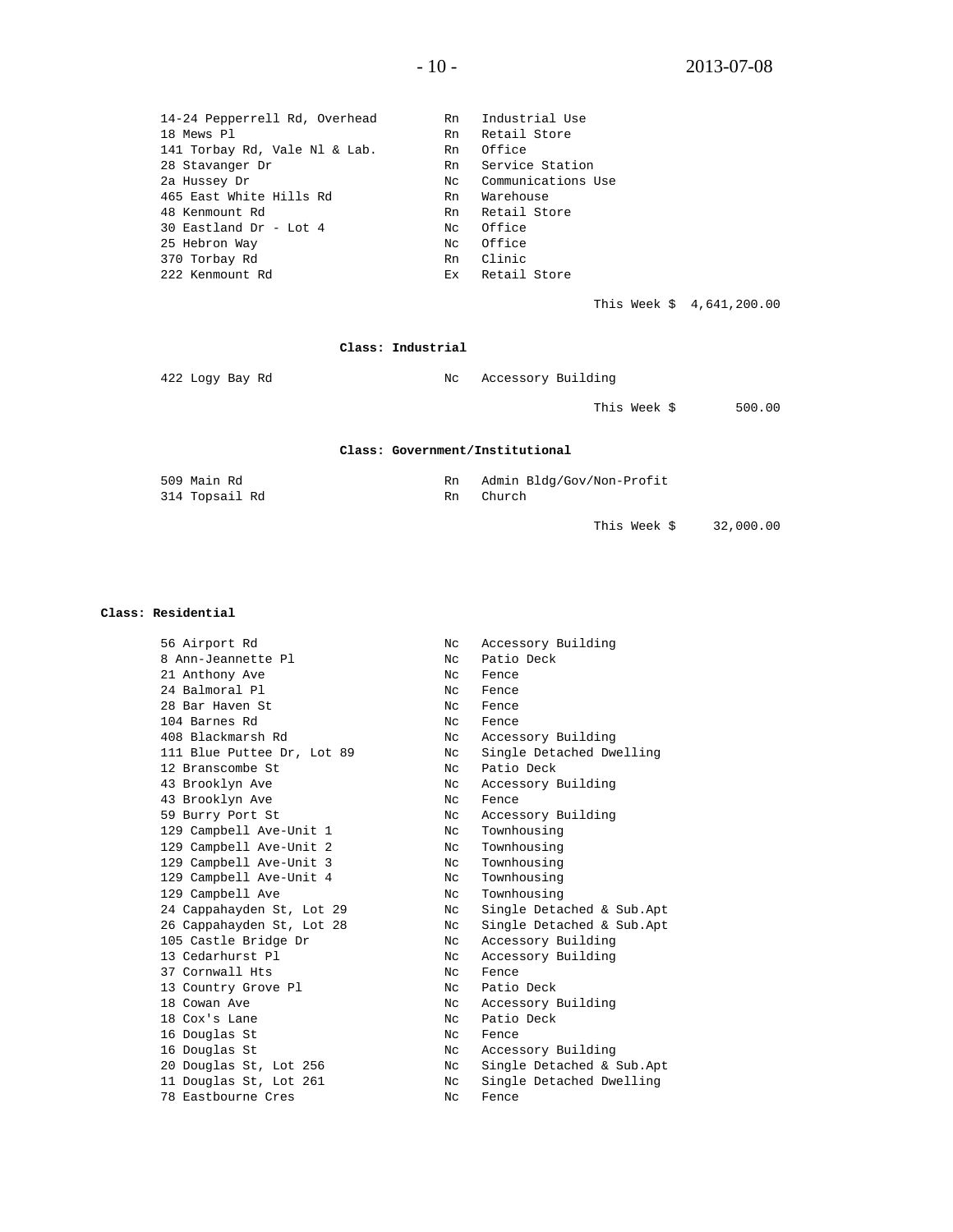| | | |
|---|---|---|
| 14-24 Pepperrell Rd, Overhead | Rn | Industrial Use |
| 18 Mews Pl | Rn | Retail Store |
| 141 Torbay Rd, Vale Nl & Lab. | Rn | Office |
| 28 Stavanger Dr | Rn | Service Station |
| 2a Hussey Dr | Nc | Communications Use |
| 465 East White Hills Rd | Rn | Warehouse |
| 48 Kenmount Rd | Rn | Retail Store |
| 30 Eastland Dr - Lot 4 | Nc | Office |
| 25 Hebron Way | Nc | Office |
| 370 Torbay Rd | Rn | Clinic |
| 222 Kenmount Rd | Ex | Retail Store |

This Week $ 4,641,200.00

**Class: Industrial**

| | | |
|---|---|---|
| 422 Logy Bay Rd | Nc | Accessory Building |

This Week $ 500.00

**Class: Government/Institutional**

| | | |
|---|---|---|
| 509 Main Rd | Rn | Admin Bldg/Gov/Non-Profit |
| 314 Topsail Rd | Rn | Church |

This Week $ 32,000.00

**Class: Residential**

| | | |
|---|---|---|
| 56 Airport Rd | Nc | Accessory Building |
| 8 Ann-Jeannette Pl | Nc | Patio Deck |
| 21 Anthony Ave | Nc | Fence |
| 24 Balmoral Pl | Nc | Fence |
| 28 Bar Haven St | Nc | Fence |
| 104 Barnes Rd | Nc | Fence |
| 408 Blackmarsh Rd | Nc | Accessory Building |
| 111 Blue Puttee Dr, Lot 89 | Nc | Single Detached Dwelling |
| 12 Branscombe St | Nc | Patio Deck |
| 43 Brooklyn Ave | Nc | Accessory Building |
| 43 Brooklyn Ave | Nc | Fence |
| 59 Burry Port St | Nc | Accessory Building |
| 129 Campbell Ave-Unit 1 | Nc | Townhousing |
| 129 Campbell Ave-Unit 2 | Nc | Townhousing |
| 129 Campbell Ave-Unit 3 | Nc | Townhousing |
| 129 Campbell Ave-Unit 4 | Nc | Townhousing |
| 129 Campbell Ave | Nc | Townhousing |
| 24 Cappahayden St, Lot 29 | Nc | Single Detached & Sub.Apt |
| 26 Cappahayden St, Lot 28 | Nc | Single Detached & Sub.Apt |
| 105 Castle Bridge Dr | Nc | Accessory Building |
| 13 Cedarhurst Pl | Nc | Accessory Building |
| 37 Cornwall Hts | Nc | Fence |
| 13 Country Grove Pl | Nc | Patio Deck |
| 18 Cowan Ave | Nc | Accessory Building |
| 18 Cox's Lane | Nc | Patio Deck |
| 16 Douglas St | Nc | Fence |
| 16 Douglas St | Nc | Accessory Building |
| 20 Douglas St, Lot 256 | Nc | Single Detached & Sub.Apt |
| 11 Douglas St, Lot 261 | Nc | Single Detached Dwelling |
| 78 Eastbourne Cres | Nc | Fence |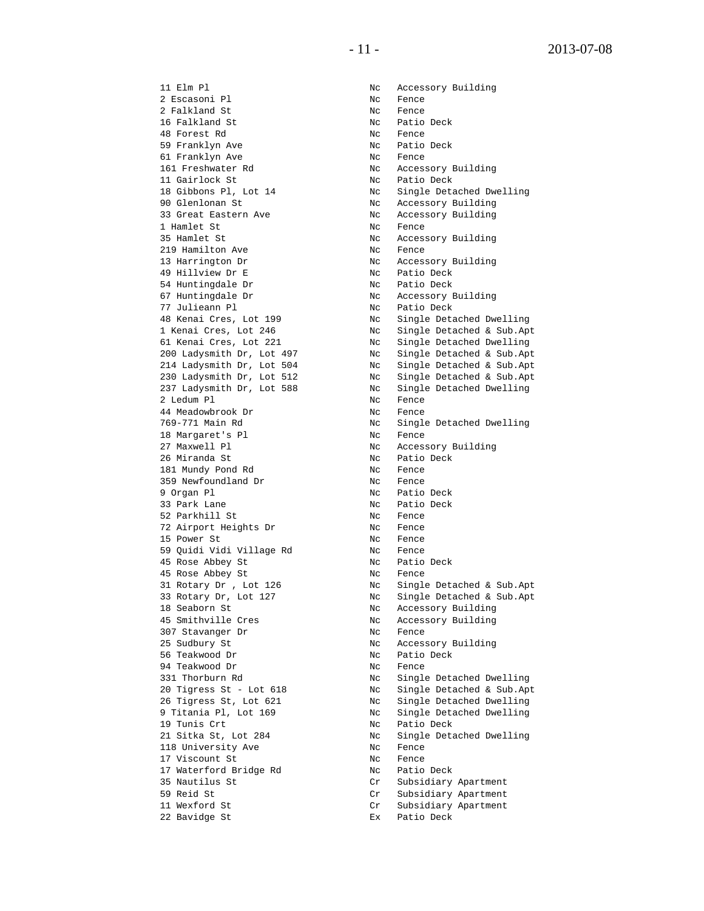| | | |
|---|---|---|
| 11 Elm Pl | Nc | Accessory Building |
| 2 Escasoni Pl | Nc | Fence |
| 2 Falkland St | Nc | Fence |
| 16 Falkland St | Nc | Patio Deck |
| 48 Forest Rd | Nc | Fence |
| 59 Franklyn Ave | Nc | Patio Deck |
| 61 Franklyn Ave | Nc | Fence |
| 161 Freshwater Rd | Nc | Accessory Building |
| 11 Gairlock St | Nc | Patio Deck |
| 18 Gibbons Pl, Lot 14 | Nc | Single Detached Dwelling |
| 90 Glenlonan St | Nc | Accessory Building |
| 33 Great Eastern Ave | Nc | Accessory Building |
| 1 Hamlet St | Nc | Fence |
| 35 Hamlet St | Nc | Accessory Building |
| 219 Hamilton Ave | Nc | Fence |
| 13 Harrington Dr | Nc | Accessory Building |
| 49 Hillview Dr E | Nc | Patio Deck |
| 54 Huntingdale Dr | Nc | Patio Deck |
| 67 Huntingdale Dr | Nc | Accessory Building |
| 77 Julieann Pl | Nc | Patio Deck |
| 48 Kenai Cres, Lot 199 | Nc | Single Detached Dwelling |
| 1 Kenai Cres, Lot 246 | Nc | Single Detached & Sub.Apt |
| 61 Kenai Cres, Lot 221 | Nc | Single Detached Dwelling |
| 200 Ladysmith Dr, Lot 497 | Nc | Single Detached & Sub.Apt |
| 214 Ladysmith Dr, Lot 504 | Nc | Single Detached & Sub.Apt |
| 230 Ladysmith Dr, Lot 512 | Nc | Single Detached & Sub.Apt |
| 237 Ladysmith Dr, Lot 588 | Nc | Single Detached Dwelling |
| 2 Ledum Pl | Nc | Fence |
| 44 Meadowbrook Dr | Nc | Fence |
| 769-771 Main Rd | Nc | Single Detached Dwelling |
| 18 Margaret's Pl | Nc | Fence |
| 27 Maxwell Pl | Nc | Accessory Building |
| 26 Miranda St | Nc | Patio Deck |
| 181 Mundy Pond Rd | Nc | Fence |
| 359 Newfoundland Dr | Nc | Fence |
| 9 Organ Pl | Nc | Patio Deck |
| 33 Park Lane | Nc | Patio Deck |
| 52 Parkhill St | Nc | Fence |
| 72 Airport Heights Dr | Nc | Fence |
| 15 Power St | Nc | Fence |
| 59 Quidi Vidi Village Rd | Nc | Fence |
| 45 Rose Abbey St | Nc | Patio Deck |
| 45 Rose Abbey St | Nc | Fence |
| 31 Rotary Dr , Lot 126 | Nc | Single Detached & Sub.Apt |
| 33 Rotary Dr, Lot 127 | Nc | Single Detached & Sub.Apt |
| 18 Seaborn St | Nc | Accessory Building |
| 45 Smithville Cres | Nc | Accessory Building |
| 307 Stavanger Dr | Nc | Fence |
| 25 Sudbury St | Nc | Accessory Building |
| 56 Teakwood Dr | Nc | Patio Deck |
| 94 Teakwood Dr | Nc | Fence |
| 331 Thorburn Rd | Nc | Single Detached Dwelling |
| 20 Tigress St - Lot 618 | Nc | Single Detached & Sub.Apt |
| 26 Tigress St, Lot 621 | Nc | Single Detached Dwelling |
| 9 Titania Pl, Lot 169 | Nc | Single Detached Dwelling |
| 19 Tunis Crt | Nc | Patio Deck |
| 21 Sitka St, Lot 284 | Nc | Single Detached Dwelling |
| 118 University Ave | Nc | Fence |
| 17 Viscount St | Nc | Fence |
| 17 Waterford Bridge Rd | Nc | Patio Deck |
| 35 Nautilus St | Cr | Subsidiary Apartment |
| 59 Reid St | Cr | Subsidiary Apartment |
| 11 Wexford St | Cr | Subsidiary Apartment |
| 22 Bavidge St | Ex | Patio Deck |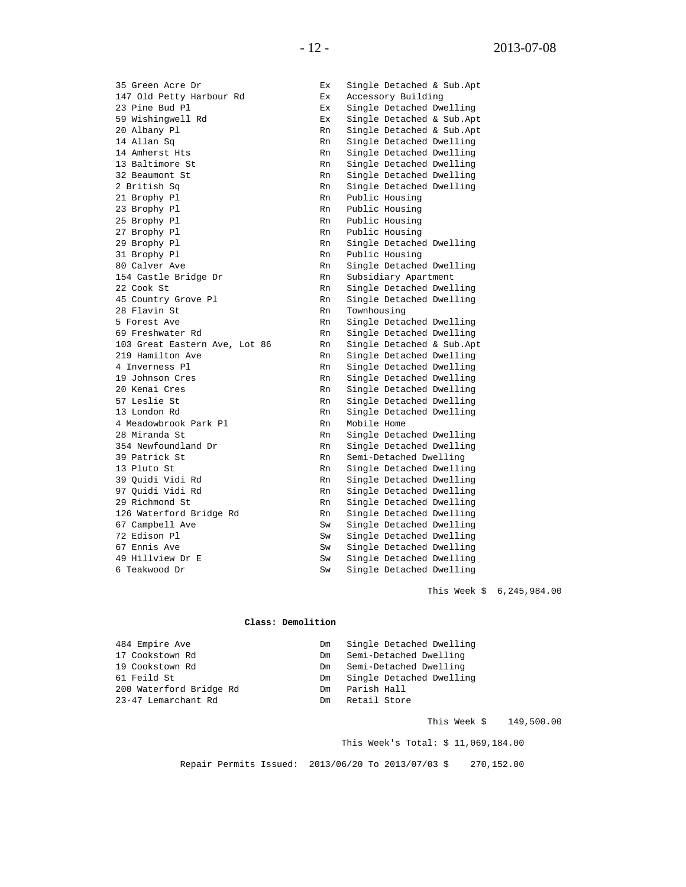| | | |
|---|---|---|
| 35 Green Acre Dr | Ex | Single Detached & Sub.Apt |
| 147 Old Petty Harbour Rd | Ex | Accessory Building |
| 23 Pine Bud Pl | Ex | Single Detached Dwelling |
| 59 Wishingwell Rd | Ex | Single Detached & Sub.Apt |
| 20 Albany Pl | Rn | Single Detached & Sub.Apt |
| 14 Allan Sq | Rn | Single Detached Dwelling |
| 14 Amherst Hts | Rn | Single Detached Dwelling |
| 13 Baltimore St | Rn | Single Detached Dwelling |
| 32 Beaumont St | Rn | Single Detached Dwelling |
| 2 British Sq | Rn | Single Detached Dwelling |
| 21 Brophy Pl | Rn | Public Housing |
| 23 Brophy Pl | Rn | Public Housing |
| 25 Brophy Pl | Rn | Public Housing |
| 27 Brophy Pl | Rn | Public Housing |
| 29 Brophy Pl | Rn | Single Detached Dwelling |
| 31 Brophy Pl | Rn | Public Housing |
| 80 Calver Ave | Rn | Single Detached Dwelling |
| 154 Castle Bridge Dr | Rn | Subsidiary Apartment |
| 22 Cook St | Rn | Single Detached Dwelling |
| 45 Country Grove Pl | Rn | Single Detached Dwelling |
| 28 Flavin St | Rn | Townhousing |
| 5 Forest Ave | Rn | Single Detached Dwelling |
| 69 Freshwater Rd | Rn | Single Detached Dwelling |
| 103 Great Eastern Ave, Lot 86 | Rn | Single Detached & Sub.Apt |
| 219 Hamilton Ave | Rn | Single Detached Dwelling |
| 4 Inverness Pl | Rn | Single Detached Dwelling |
| 19 Johnson Cres | Rn | Single Detached Dwelling |
| 20 Kenai Cres | Rn | Single Detached Dwelling |
| 57 Leslie St | Rn | Single Detached Dwelling |
| 13 London Rd | Rn | Single Detached Dwelling |
| 4 Meadowbrook Park Pl | Rn | Mobile Home |
| 28 Miranda St | Rn | Single Detached Dwelling |
| 354 Newfoundland Dr | Rn | Single Detached Dwelling |
| 39 Patrick St | Rn | Semi-Detached Dwelling |
| 13 Pluto St | Rn | Single Detached Dwelling |
| 39 Quidi Vidi Rd | Rn | Single Detached Dwelling |
| 97 Quidi Vidi Rd | Rn | Single Detached Dwelling |
| 29 Richmond St | Rn | Single Detached Dwelling |
| 126 Waterford Bridge Rd | Rn | Single Detached Dwelling |
| 67 Campbell Ave | Sw | Single Detached Dwelling |
| 72 Edison Pl | Sw | Single Detached Dwelling |
| 67 Ennis Ave | Sw | Single Detached Dwelling |
| 49 Hillview Dr E | Sw | Single Detached Dwelling |
| 6 Teakwood Dr | Sw | Single Detached Dwelling |

This Week $ 6,245,984.00

**Class: Demolition**

| | | |
|---|---|---|
| 484 Empire Ave | Dm | Single Detached Dwelling |
| 17 Cookstown Rd | Dm | Semi-Detached Dwelling |
| 19 Cookstown Rd | Dm | Semi-Detached Dwelling |
| 61 Feild St | Dm | Single Detached Dwelling |
| 200 Waterford Bridge Rd | Dm | Parish Hall |
| 23-47 Lemarchant Rd | Dm | Retail Store |

This Week $ 149,500.00

This Week's Total: $ 11,069,184.00

Repair Permits Issued: 2013/06/20 To 2013/07/03 $ 270,152.00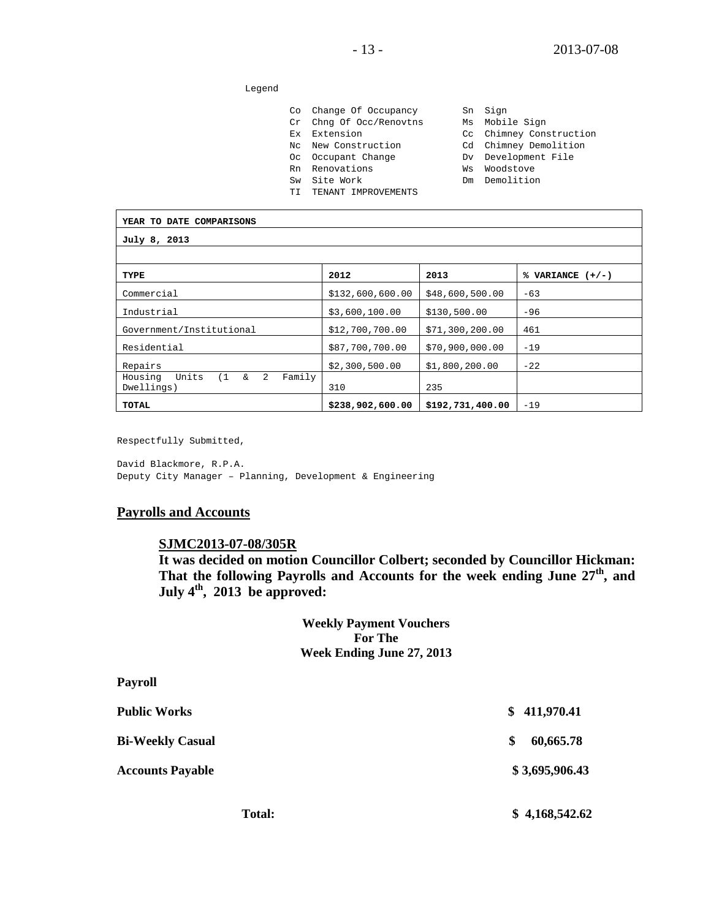Legend

| | | | |
|---|---|---|---|
| Co | Change Of Occupancy | Sn | Sign |
| Cr | Chng Of Occ/Renovtns | Ms | Mobile Sign |
| Ex | Extension | Cc | Chimney Construction |
| Nc | New Construction | Cd | Chimney Demolition |
| Oc | Occupant Change | Dv | Development File |
| Rn | Renovations | Ws | Woodstove |
| Sw | Site Work | Dm | Demolition |
| TI | TENANT IMPROVEMENTS | | |

| YEAR TO DATE COMPARISONS | | | |
|---|---|---|---|
| **July 8, 2013** | | | |
| | | | |
| **TYPE** | **2012** | **2013** | **% VARIANCE (+/-)** |
| Commercial | $132,600,600.00 | $48,600,500.00 | -63 |
| Industrial | $3,600,100.00 | $130,500.00 | -96 |
| Government/Institutional | $12,700,700.00 | $71,300,200.00 | 461 |
| Residential | $87,700,700.00 | $70,900,000.00 | -19 |
| Repairs | $2,300,500.00 | $1,800,200.00 | -22 |
| Housing Units (1 & 2 Family Dwellings) | 310 | 235 | |
| **TOTAL** | **$238,902,600.00** | **$192,731,400.00** | -19 |

Respectfully Submitted,

David Blackmore, R.P.A.
Deputy City Manager – Planning, Development & Engineering

## Payrolls and Accounts

**SJMC2013-07-08/305R**

**It was decided on motion Councillor Colbert; seconded by Councillor Hickman: That the following Payrolls and Accounts for the week ending June 27th, and July 4th, 2013 be approved:**

**Weekly Payment Vouchers**
**For The**
**Week Ending June 27, 2013**

**Payroll**

| | |
|---|---|
| **Public Works** | **$ 411,970.41** |
| **Bi-Weekly Casual** | **$ 60,665.78** |
| **Accounts Payable** | **$ 3,695,906.43** |
| **Total:** | **$ 4,168,542.62** |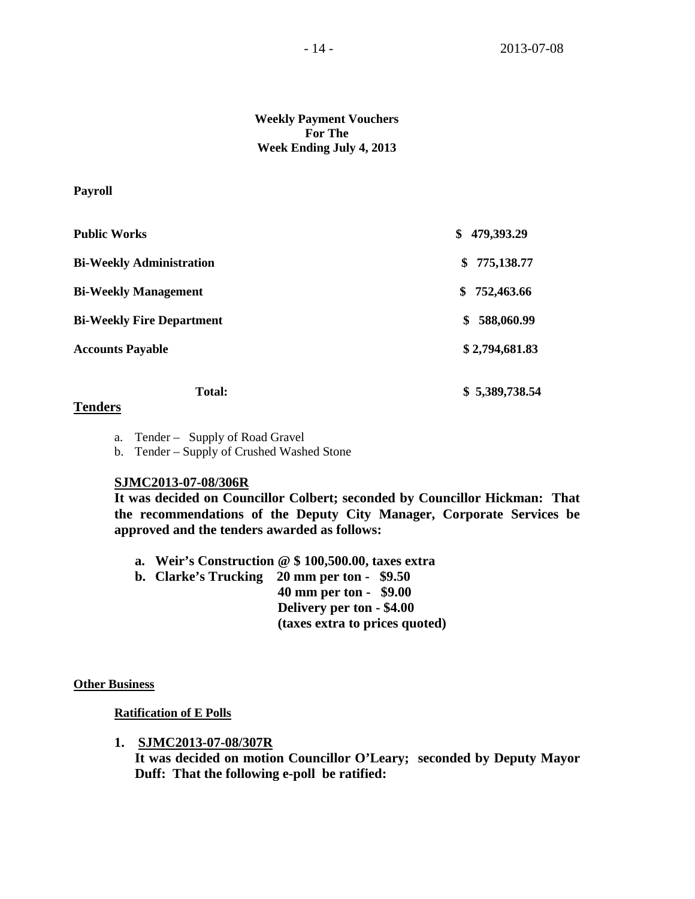**Weekly Payment Vouchers**
**For The**
**Week Ending July 4, 2013**

**Payroll**

| | |
|---|---|
| **Public Works** | **$ 479,393.29** |
| **Bi-Weekly Administration** | **$ 775,138.77** |
| **Bi-Weekly Management** | **$ 752,463.66** |
| **Bi-Weekly Fire Department** | **$ 588,060.99** |
| **Accounts Payable** | **$ 2,794,681.83** |
| **Total:** | **$ 5,389,738.54** |

**Tenders**

a. Tender – Supply of Road Gravel
b. Tender – Supply of Crushed Washed Stone

**SJMC2013-07-08/306R**
**It was decided on Councillor Colbert; seconded by Councillor Hickman: That the recommendations of the Deputy City Manager, Corporate Services be approved and the tenders awarded as follows:**

**a. Weir's Construction @ $ 100,500.00, taxes extra**
**b. Clarke's Trucking 20 mm per ton - $9.50**
**40 mm per ton - $9.00**
**Delivery per ton - $4.00**
**(taxes extra to prices quoted)**

**Other Business**

**Ratification of E Polls**

1. **SJMC2013-07-08/307R**
**It was decided on motion Councillor O'Leary; seconded by Deputy Mayor Duff: That the following e-poll be ratified:**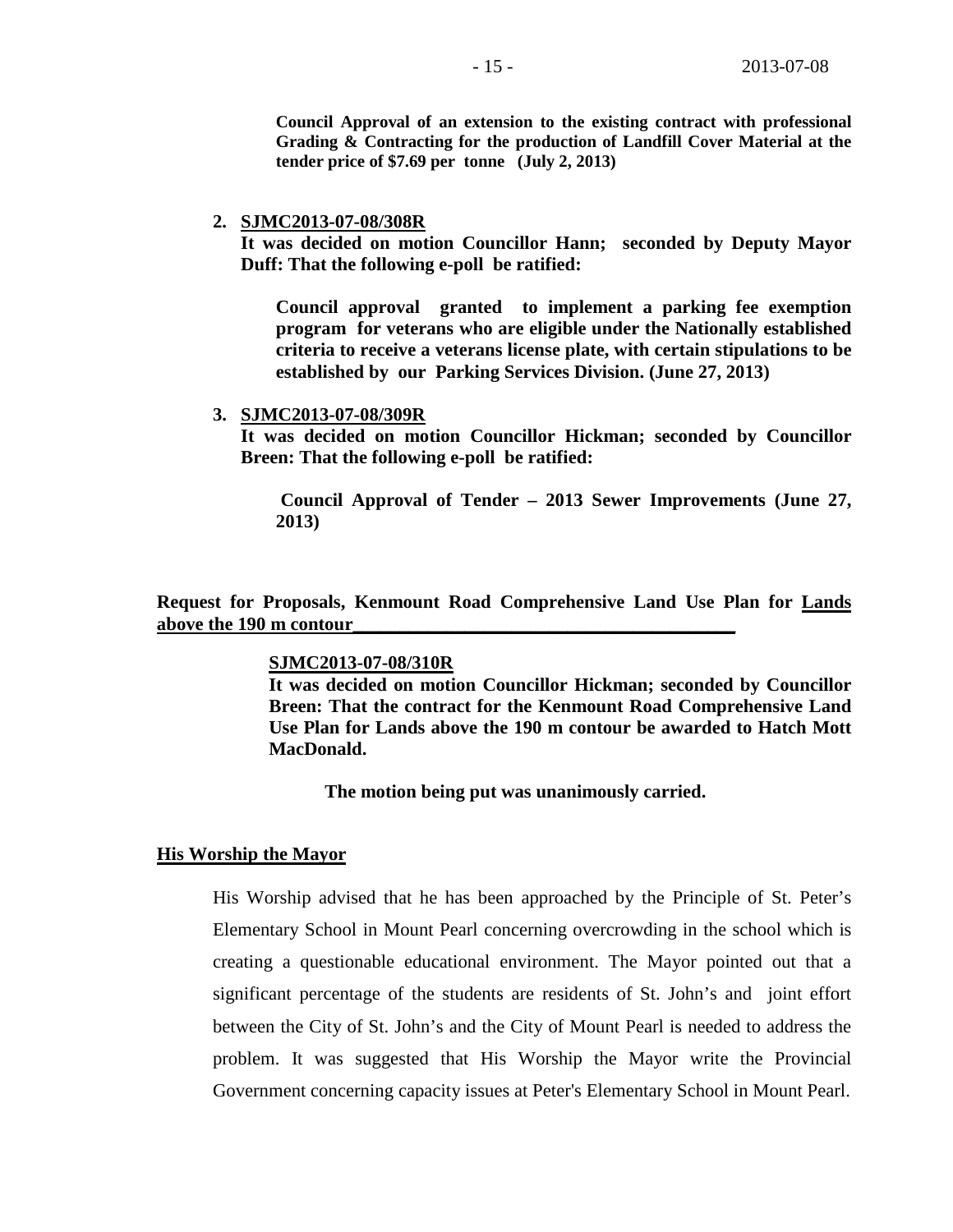**Council Approval of an extension to the existing contract with professional Grading & Contracting for the production of Landfill Cover Material at the tender price of $7.69 per tonne (July 2, 2013)**

2. **SJMC2013-07-08/308R**
   **It was decided on motion Councillor Hann; seconded by Deputy Mayor Duff: That the following e-poll be ratified:**

   **Council approval granted to implement a parking fee exemption program for veterans who are eligible under the Nationally established criteria to receive a veterans license plate, with certain stipulations to be established by our Parking Services Division. (June 27, 2013)**

3. **SJMC2013-07-08/309R**
   **It was decided on motion Councillor Hickman; seconded by Councillor Breen: That the following e-poll be ratified:**

   **Council Approval of Tender – 2013 Sewer Improvements (June 27, 2013)**

**Request for Proposals, Kenmount Road Comprehensive Land Use Plan for Lands above the 190 m contour**

**SJMC2013-07-08/310R**
**It was decided on motion Councillor Hickman; seconded by Councillor Breen: That the contract for the Kenmount Road Comprehensive Land Use Plan for Lands above the 190 m contour be awarded to Hatch Mott MacDonald.**

**The motion being put was unanimously carried.**

**His Worship the Mayor**

His Worship advised that he has been approached by the Principle of St. Peter's Elementary School in Mount Pearl concerning overcrowding in the school which is creating a questionable educational environment. The Mayor pointed out that a significant percentage of the students are residents of St. John's and joint effort between the City of St. John's and the City of Mount Pearl is needed to address the problem. It was suggested that His Worship the Mayor write the Provincial Government concerning capacity issues at Peter's Elementary School in Mount Pearl.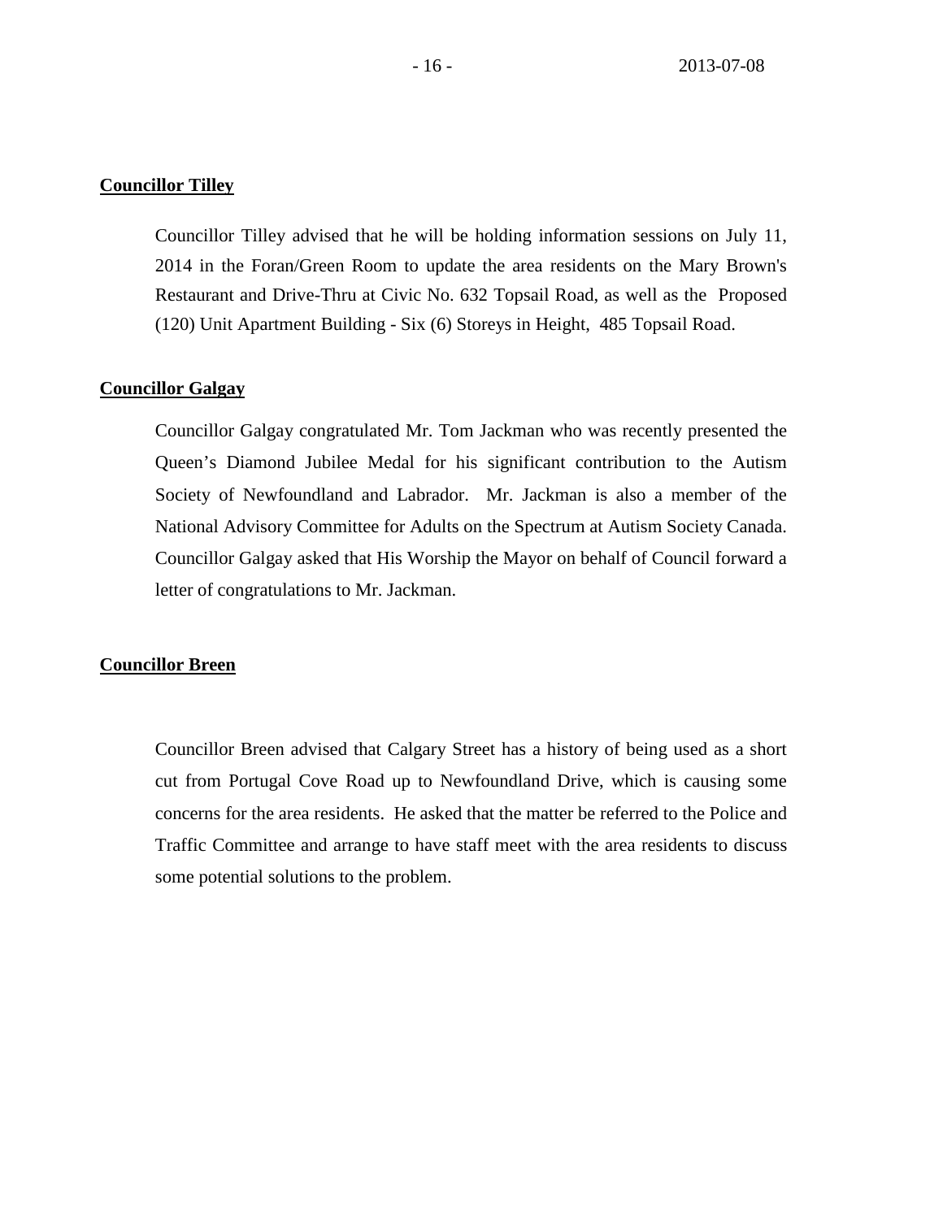**Councillor Tilley**

Councillor Tilley advised that he will be holding information sessions on July 11, 2014 in the Foran/Green Room to update the area residents on the Mary Brown's Restaurant and Drive-Thru at Civic No. 632 Topsail Road, as well as the Proposed (120) Unit Apartment Building - Six (6) Storeys in Height, 485 Topsail Road.

**Councillor Galgay**

Councillor Galgay congratulated Mr. Tom Jackman who was recently presented the Queen's Diamond Jubilee Medal for his significant contribution to the Autism Society of Newfoundland and Labrador. Mr. Jackman is also a member of the National Advisory Committee for Adults on the Spectrum at Autism Society Canada. Councillor Galgay asked that His Worship the Mayor on behalf of Council forward a letter of congratulations to Mr. Jackman.

**Councillor Breen**

Councillor Breen advised that Calgary Street has a history of being used as a short cut from Portugal Cove Road up to Newfoundland Drive, which is causing some concerns for the area residents. He asked that the matter be referred to the Police and Traffic Committee and arrange to have staff meet with the area residents to discuss some potential solutions to the problem.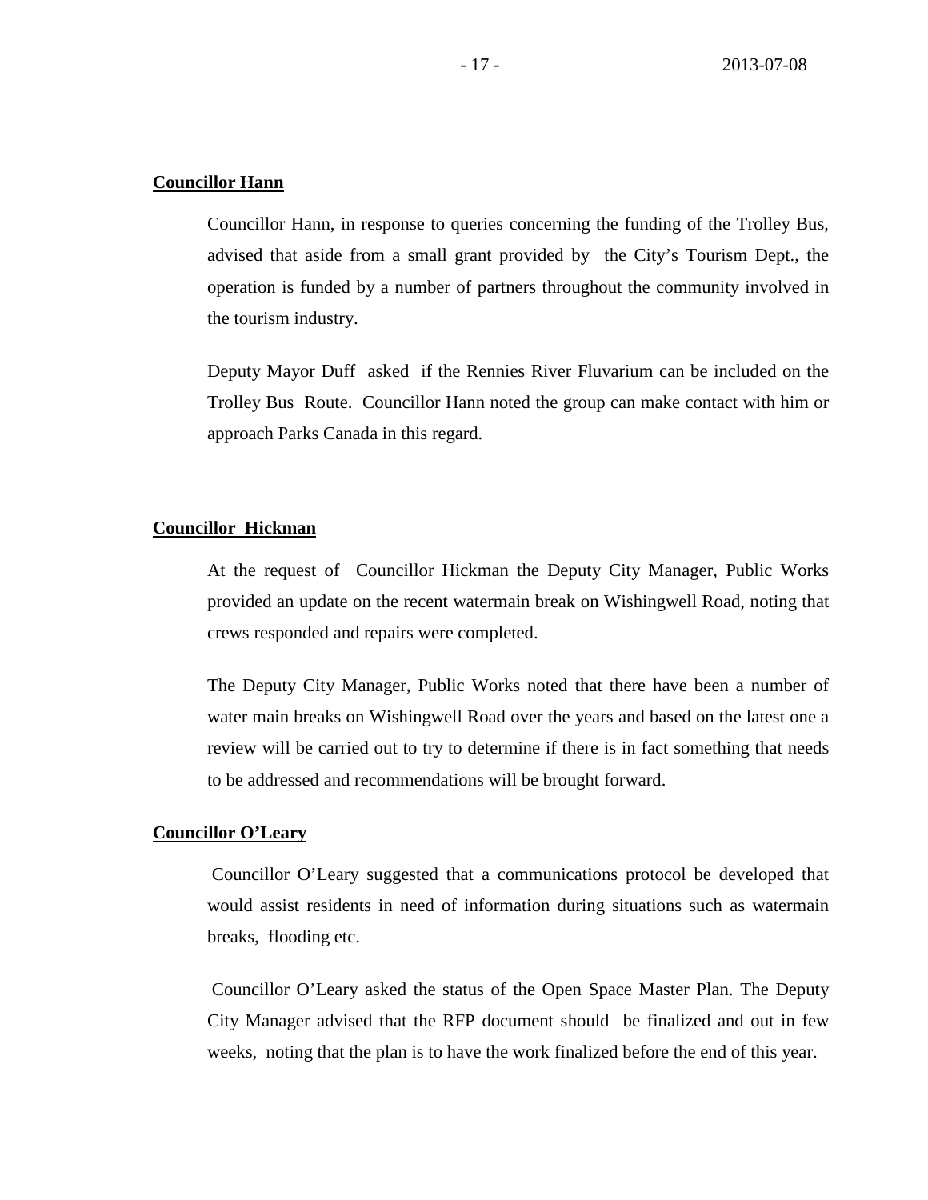**Councillor Hann**

Councillor Hann, in response to queries concerning the funding of the Trolley Bus, advised that aside from a small grant provided by the City's Tourism Dept., the operation is funded by a number of partners throughout the community involved in the tourism industry.

Deputy Mayor Duff asked if the Rennies River Fluvarium can be included on the Trolley Bus Route. Councillor Hann noted the group can make contact with him or approach Parks Canada in this regard.

**Councillor Hickman**

At the request of Councillor Hickman the Deputy City Manager, Public Works provided an update on the recent watermain break on Wishingwell Road, noting that crews responded and repairs were completed.

The Deputy City Manager, Public Works noted that there have been a number of water main breaks on Wishingwell Road over the years and based on the latest one a review will be carried out to try to determine if there is in fact something that needs to be addressed and recommendations will be brought forward.

**Councillor O'Leary**

Councillor O'Leary suggested that a communications protocol be developed that would assist residents in need of information during situations such as watermain breaks, flooding etc.

Councillor O'Leary asked the status of the Open Space Master Plan. The Deputy City Manager advised that the RFP document should be finalized and out in few weeks, noting that the plan is to have the work finalized before the end of this year.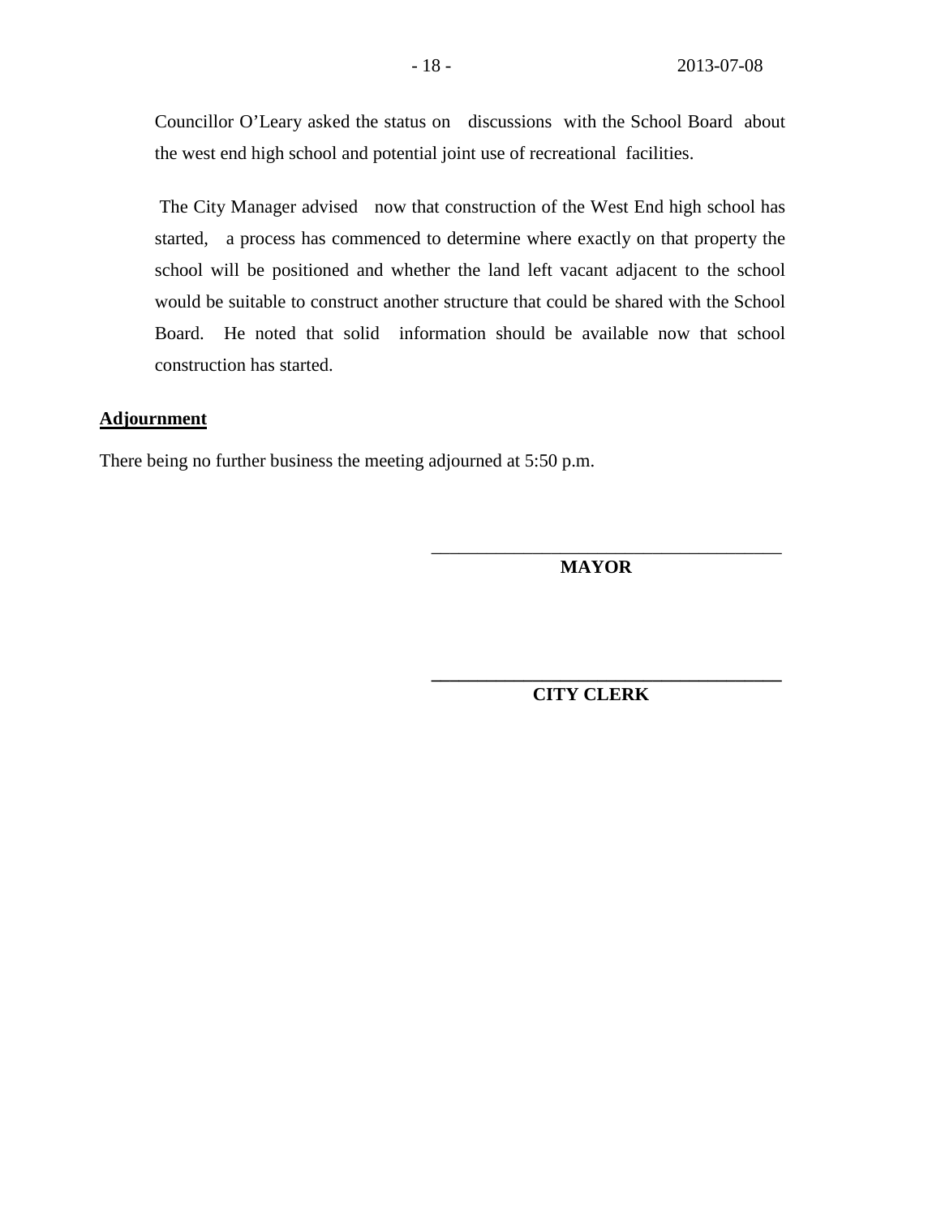Councillor O'Leary asked the status on discussions with the School Board about the west end high school and potential joint use of recreational facilities.

The City Manager advised now that construction of the West End high school has started, a process has commenced to determine where exactly on that property the school will be positioned and whether the land left vacant adjacent to the school would be suitable to construct another structure that could be shared with the School Board. He noted that solid information should be available now that school construction has started.

**Adjournment**

There being no further business the meeting adjourned at 5:50 p.m.

\_\_\_\_\_\_\_\_\_\_\_\_\_\_\_\_\_\_\_\_\_\_\_\_\_\_\_\_\_\_\_\_\_\_\_\_\_\_\_\_

**MAYOR**

\_\_\_\_\_\_\_\_\_\_\_\_\_\_\_\_\_\_\_\_\_\_\_\_\_\_\_\_\_\_\_\_\_\_\_\_\_\_\_\_

**CITY CLERK**